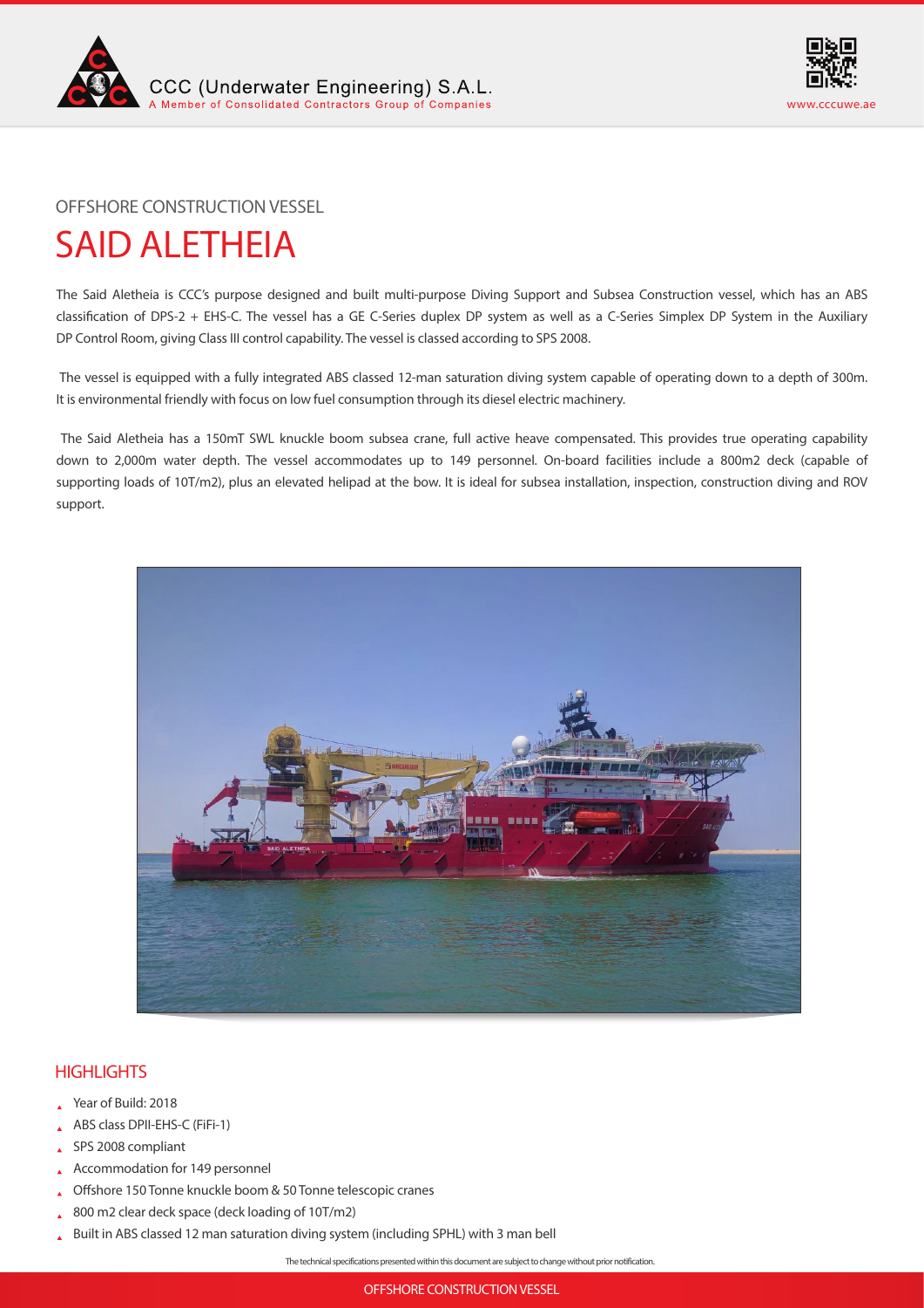OFFSHORE CONSTRUCTION VESSEL

# SAID ALETHEIA

The Said Aletheia is CCC's purpose designed and built multi-purpose Diving Support and Subsea Construction vessel, which has an ABS classification of DPS-2 + EHS-C. The vessel has a GE C-Series duplex DP system as well as a C-Series Simplex DP System in the Auxiliary DP Control Room, giving Class III control capability. The vessel is classed according to SPS 2008.

The vessel is equipped with a fully integrated ABS classed 12-man saturation diving system capable of operating down to a depth of 300m. It is environmental friendly with focus on low fuel consumption through its diesel electric machinery.

The Said Aletheia has a 150mT SWL knuckle boom subsea crane, full active heave compensated. This provides true operating capability down to 2,000m water depth. The vessel accommodates up to 149 personnel. On-board facilities include a 800m2 deck (capable of supporting loads of 10T/m2), plus an elevated helipad at the bow. It is ideal for subsea installation, inspection, construction diving and ROV support.

## HIGHLIGHTS

- Year of Build: 2018
- ABS class DPII-EHS-C (FiFi-1)
- SPS 2008 compliant
- Accommodation for 149 personnel
- Offshore 150 Tonne knuckle boom & 50 Tonne telescopic cranes
- 800 m2 clear deck space (deck loading of 10T/m2)
- Built in ABS classed 12 man saturation diving system (including SPHL) with 3 man bell

The technical specifications presented within this document are subject to change without prior notification.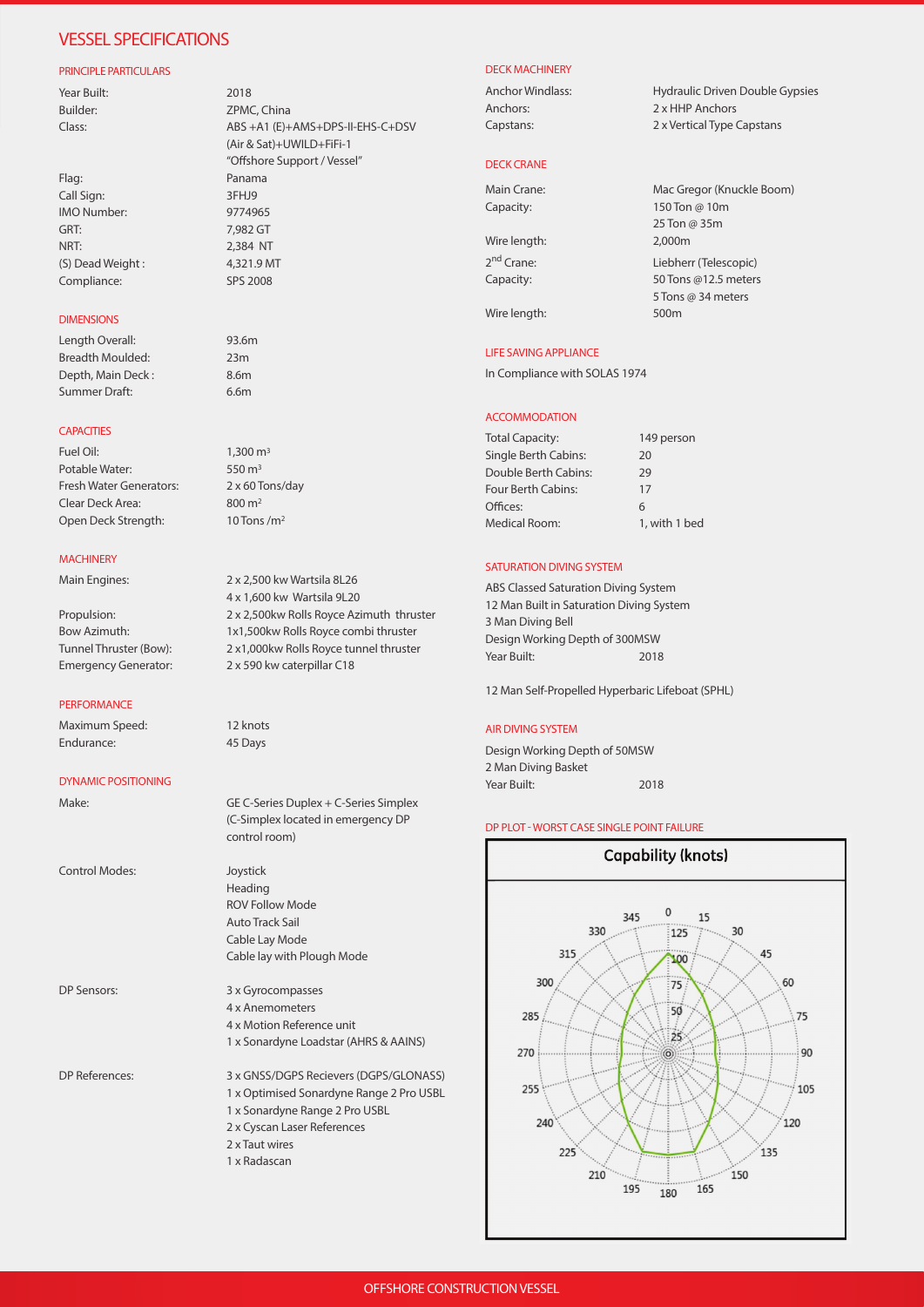# VESSEL SPECIFICATIONS

## PRINCIPLE PARTICULARS

| | |
|---|---|
| Year Built: | 2018 |
| Builder: | ZPMC, China |
| Class: | ABS +A1 (E)+AMS+DPS-II-EHS-C+DSV (Air & Sat)+UWILD+FiFi-1 "Offshore Support / Vessel" |
| Flag: | Panama |
| Call Sign: | 3FHJ9 |
| IMO Number: | 9774965 |
| GRT: | 7,982 GT |
| NRT: | 2,384 NT |
| (S) Dead Weight : | 4,321.9 MT |
| Compliance: | SPS 2008 |

## DIMENSIONS

| | |
|---|---|
| Length Overall: | 93.6m |
| Breadth Moulded: | 23m |
| Depth, Main Deck : | 8.6m |
| Summer Draft: | 6.6m |

## CAPACITIES

| | |
|---|---|
| Fuel Oil: | 1,300 $m^3$ |
| Potable Water: | 550 $m^3$ |
| Fresh Water Generators: | 2 x 60 Tons/day |
| Clear Deck Area: | 800 $m^2$ |
| Open Deck Strength: | 10 Tons /$m^2$ |

## MACHINERY

| | |
|---|---|
| Main Engines: | 2 x 2,500 kw Wartsila 8L26<br>4 x 1,600 kw Wartsila 9L20 |
| Propulsion: | 2 x 2,500kw Rolls Royce Azimuth thruster |
| Bow Azimuth: | 1x1,500kw Rolls Royce combi thruster |
| Tunnel Thruster (Bow): | 2 x1,000kw Rolls Royce tunnel thruster |
| Emergency Generator: | 2 x 590 kw caterpillar C18 |

## PERFORMANCE

| | |
|---|---|
| Maximum Speed: | 12 knots |
| Endurance: | 45 Days |

## DYNAMIC POSITIONING

| | |
|---|---|
| Make: | GE C-Series Duplex + C-Series Simplex (C-Simplex located in emergency DP control room) |
| Control Modes: | Joystick<br>Heading<br>ROV Follow Mode<br>Auto Track Sail<br>Cable Lay Mode<br>Cable lay with Plough Mode |
| DP Sensors: | 3 x Gyrocompasses<br>4 x Anemometers<br>4 x Motion Reference unit<br>1 x Sonardyne Loadstar (AHRS & AAINS) |
| DP References: | 3 x GNSS/DGPS Recievers (DGPS/GLONASS)<br>1 x Optimised Sonardyne Range 2 Pro USBL<br>1 x Sonardyne Range 2 Pro USBL<br>2 x Cyscan Laser References<br>2 x Taut wires<br>1 x Radascan |

## DECK MACHINERY

| | |
|---|---|
| Anchor Windlass: | Hydraulic Driven Double Gypsies |
| Anchors: | 2 x HHP Anchors |
| Capstans: | 2 x Vertical Type Capstans |

## DECK CRANE

| | |
|---|---|
| Main Crane: | Mac Gregor (Knuckle Boom) |
| Capacity: | 150 Ton @ 10m<br>25 Ton @ 35m |
| Wire length: | 2,000m |
| 2nd Crane: | Liebherr (Telescopic) |
| Capacity: | 50 Tons @12.5 meters<br>5 Tons @ 34 meters |
| Wire length: | 500m |

## LIFE SAVING APPLIANCE

In Compliance with SOLAS 1974

## ACCOMMODATION

| | |
|---|---|
| Total Capacity: | 149 person |
| Single Berth Cabins: | 20 |
| Double Berth Cabins: | 29 |
| Four Berth Cabins: | 17 |
| Offices: | 6 |
| Medical Room: | 1, with 1 bed |

## SATURATION DIVING SYSTEM

ABS Classed Saturation Diving System
12 Man Built in Saturation Diving System
3 Man Diving Bell
Design Working Depth of 300MSW
Year Built: 2018

12 Man Self-Propelled Hyperbaric Lifeboat (SPHL)

## AIR DIVING SYSTEM

Design Working Depth of 50MSW
2 Man Diving Basket
Year Built: 2018

## DP PLOT - WORST CASE SINGLE POINT FAILURE

Capability (knots)

0, 15, 30, 45, 60, 75, 90, 105, 120, 135, 150, 165, 180, 195, 210, 225, 240, 255, 270, 285, 300, 315, 330, 345

25, 50, 75, 100, 125

OFFSHORE CONSTRUCTION VESSEL